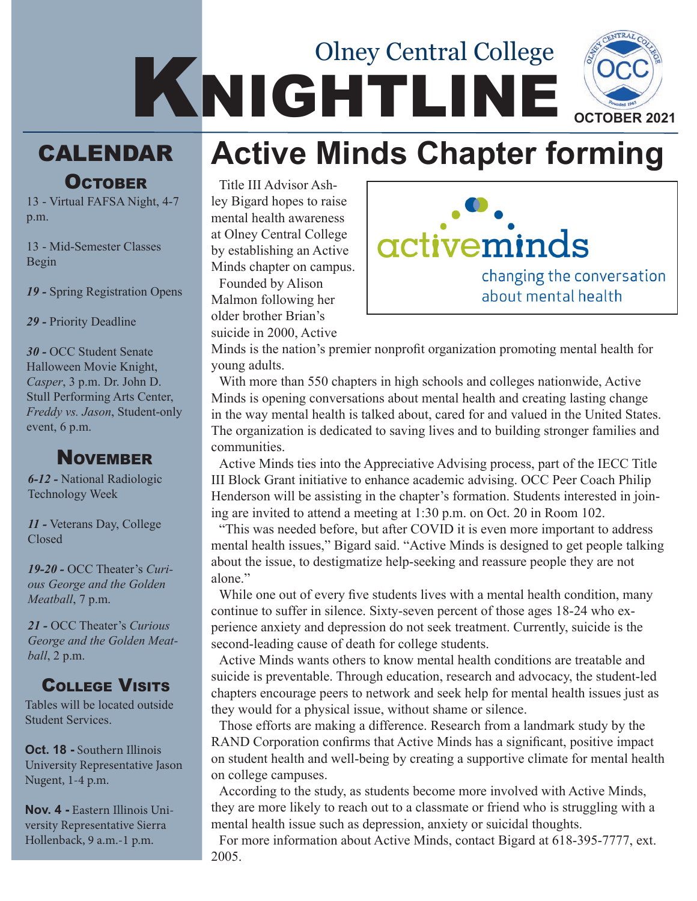# Olney Central College KNIGHTLINE

OCTOBER 2021

## CALENDAR

### October

13 - Virtual FAFSA Night, 4-7 p.m.

13 - Mid-Semester Classes Begin

***19 -*** Spring Registration Opens

***29 -*** Priority Deadline

***30 -*** OCC Student Senate Halloween Movie Knight, *Casper*, 3 p.m. Dr. John D. Stull Performing Arts Center, *Freddy vs. Jason*, Student-only event, 6 p.m.

### November

***6-12 -*** National Radiologic Technology Week

***11 -*** Veterans Day, College Closed

***19-20 -*** OCC Theater's *Curious George and the Golden Meatball*, 7 p.m.

***21 -*** OCC Theater's *Curious George and the Golden Meatball*, 2 p.m.

### College Visits

Tables will be located outside Student Services.

**Oct. 18 -** Southern Illinois University Representative Jason Nugent, 1-4 p.m.

**Nov. 4 -** Eastern Illinois University Representative Sierra Hollenback, 9 a.m.-1 p.m.

# Active Minds Chapter forming

activeminds
changing the conversation about mental health

Title III Advisor Ashley Bigard hopes to raise mental health awareness at Olney Central College by establishing an Active Minds chapter on campus.

Founded by Alison Malmon following her older brother Brian's suicide in 2000, Active Minds is the nation's premier nonprofit organization promoting mental health for young adults.

With more than 550 chapters in high schools and colleges nationwide, Active Minds is opening conversations about mental health and creating lasting change in the way mental health is talked about, cared for and valued in the United States. The organization is dedicated to saving lives and to building stronger families and communities.

Active Minds ties into the Appreciative Advising process, part of the IECC Title III Block Grant initiative to enhance academic advising. OCC Peer Coach Philip Henderson will be assisting in the chapter's formation. Students interested in joining are invited to attend a meeting at 1:30 p.m. on Oct. 20 in Room 102.

"This was needed before, but after COVID it is even more important to address mental health issues," Bigard said. "Active Minds is designed to get people talking about the issue, to destigmatize help-seeking and reassure people they are not alone."

While one out of every five students lives with a mental health condition, many continue to suffer in silence. Sixty-seven percent of those ages 18-24 who experience anxiety and depression do not seek treatment. Currently, suicide is the second-leading cause of death for college students.

Active Minds wants others to know mental health conditions are treatable and suicide is preventable. Through education, research and advocacy, the student-led chapters encourage peers to network and seek help for mental health issues just as they would for a physical issue, without shame or silence.

Those efforts are making a difference. Research from a landmark study by the RAND Corporation confirms that Active Minds has a significant, positive impact on student health and well-being by creating a supportive climate for mental health on college campuses.

According to the study, as students become more involved with Active Minds, they are more likely to reach out to a classmate or friend who is struggling with a mental health issue such as depression, anxiety or suicidal thoughts.

For more information about Active Minds, contact Bigard at 618-395-7777, ext. 2005.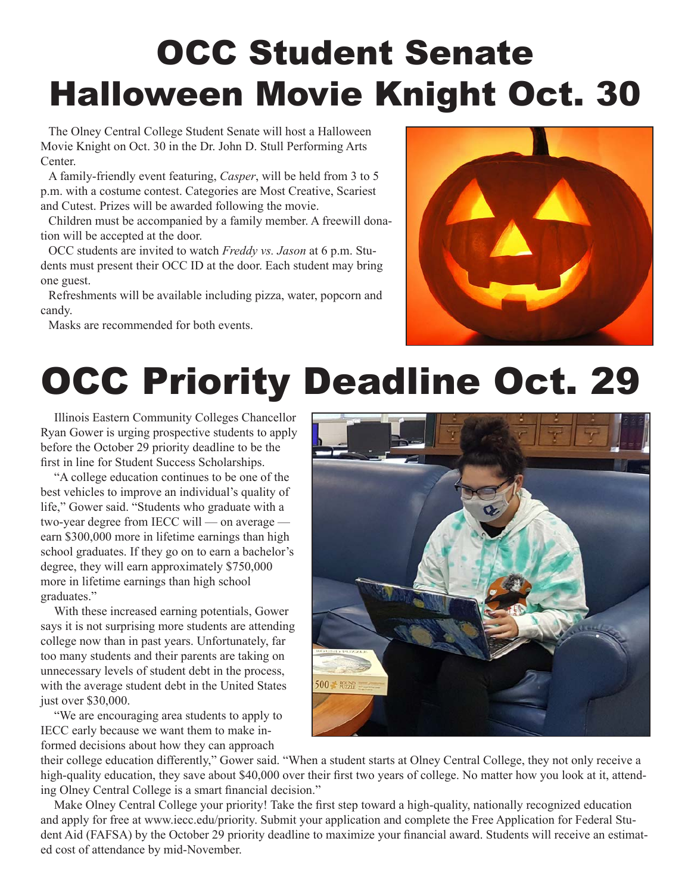# OCC Student Senate Halloween Movie Knight Oct. 30

The Olney Central College Student Senate will host a Halloween Movie Knight on Oct. 30 in the Dr. John D. Stull Performing Arts Center.

A family-friendly event featuring, *Casper*, will be held from 3 to 5 p.m. with a costume contest. Categories are Most Creative, Scariest and Cutest. Prizes will be awarded following the movie.

Children must be accompanied by a family member. A freewill donation will be accepted at the door.

OCC students are invited to watch *Freddy vs. Jason* at 6 p.m. Students must present their OCC ID at the door. Each student may bring one guest.

Refreshments will be available including pizza, water, popcorn and candy.

Masks are recommended for both events.

# OCC Priority Deadline Oct. 29

Illinois Eastern Community Colleges Chancellor Ryan Gower is urging prospective students to apply before the October 29 priority deadline to be the first in line for Student Success Scholarships.

"A college education continues to be one of the best vehicles to improve an individual's quality of life," Gower said. "Students who graduate with a two-year degree from IECC will — on average — earn $300,000 more in lifetime earnings than high school graduates. If they go on to earn a bachelor's degree, they will earn approximately $750,000 more in lifetime earnings than high school graduates."

With these increased earning potentials, Gower says it is not surprising more students are attending college now than in past years. Unfortunately, far too many students and their parents are taking on unnecessary levels of student debt in the process, with the average student debt in the United States just over $30,000.

"We are encouraging area students to apply to IECC early because we want them to make informed decisions about how they can approach their college education differently," Gower said. "When a student starts at Olney Central College, they not only receive a high-quality education, they save about $40,000 over their first two years of college. No matter how you look at it, attending Olney Central College is a smart financial decision."

Make Olney Central College your priority! Take the first step toward a high-quality, nationally recognized education and apply for free at www.iecc.edu/priority. Submit your application and complete the Free Application for Federal Student Aid (FAFSA) by the October 29 priority deadline to maximize your financial award. Students will receive an estimated cost of attendance by mid-November.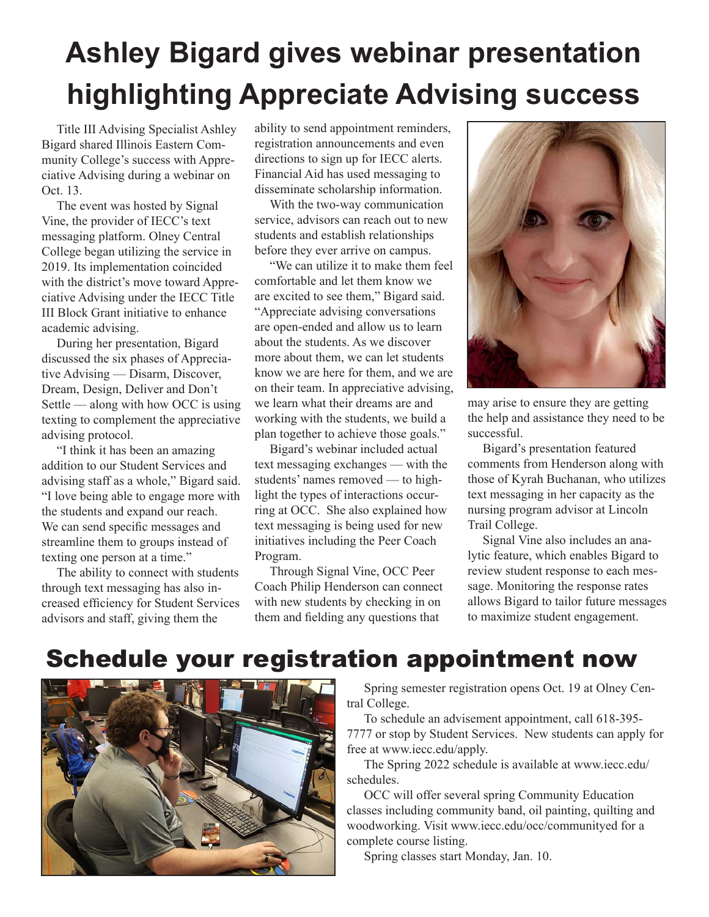// Article 1: Ashley Bigard webinar

# Ashley Bigard gives webinar presentation highlighting Appreciate Advising success

Title III Advising Specialist Ashley Bigard shared Illinois Eastern Community College's success with Appreciative Advising during a webinar on Oct. 13.

The event was hosted by Signal Vine, the provider of IECC's text messaging platform. Olney Central College began utilizing the service in 2019. Its implementation coincided with the district's move toward Appreciative Advising under the IECC Title III Block Grant initiative to enhance academic advising.

During her presentation, Bigard discussed the six phases of Appreciative Advising — Disarm, Discover, Dream, Design, Deliver and Don't Settle — along with how OCC is using texting to complement the appreciative advising protocol.

"I think it has been an amazing addition to our Student Services and advising staff as a whole," Bigard said. "I love being able to engage more with the students and expand our reach. We can send specific messages and streamline them to groups instead of texting one person at a time."

The ability to connect with students through text messaging has also increased efficiency for Student Services advisors and staff, giving them the ability to send appointment reminders, registration announcements and even directions to sign up for IECC alerts. Financial Aid has used messaging to disseminate scholarship information.

With the two-way communication service, advisors can reach out to new students and establish relationships before they ever arrive on campus.

"We can utilize it to make them feel comfortable and let them know we are excited to see them," Bigard said. "Appreciate advising conversations are open-ended and allow us to learn about the students. As we discover more about them, we can let students know we are here for them, and we are on their team. In appreciative advising, we learn what their dreams are and working with the students, we build a plan together to achieve those goals."

Bigard's webinar included actual text messaging exchanges — with the students' names removed — to highlight the types of interactions occurring at OCC. She also explained how text messaging is being used for new initiatives including the Peer Coach Program.

Through Signal Vine, OCC Peer Coach Philip Henderson can connect with new students by checking in on them and fielding any questions that may arise to ensure they are getting the help and assistance they need to be successful.

Bigard's presentation featured comments from Henderson along with those of Kyrah Buchanan, who utilizes text messaging in her capacity as the nursing program advisor at Lincoln Trail College.

Signal Vine also includes an analytic feature, which enables Bigard to review student response to each message. Monitoring the response rates allows Bigard to tailor future messages to maximize student engagement.

// Article 2: Registration appointment

# Schedule your registration appointment now

Spring semester registration opens Oct. 19 at Olney Central College.

To schedule an advisement appointment, call 618-395-7777 or stop by Student Services. New students can apply for free at www.iecc.edu/apply.

The Spring 2022 schedule is available at www.iecc.edu/schedules.

OCC will offer several spring Community Education classes including community band, oil painting, quilting and woodworking. Visit www.iecc.edu/occ/communityed for a complete course listing.

Spring classes start Monday, Jan. 10.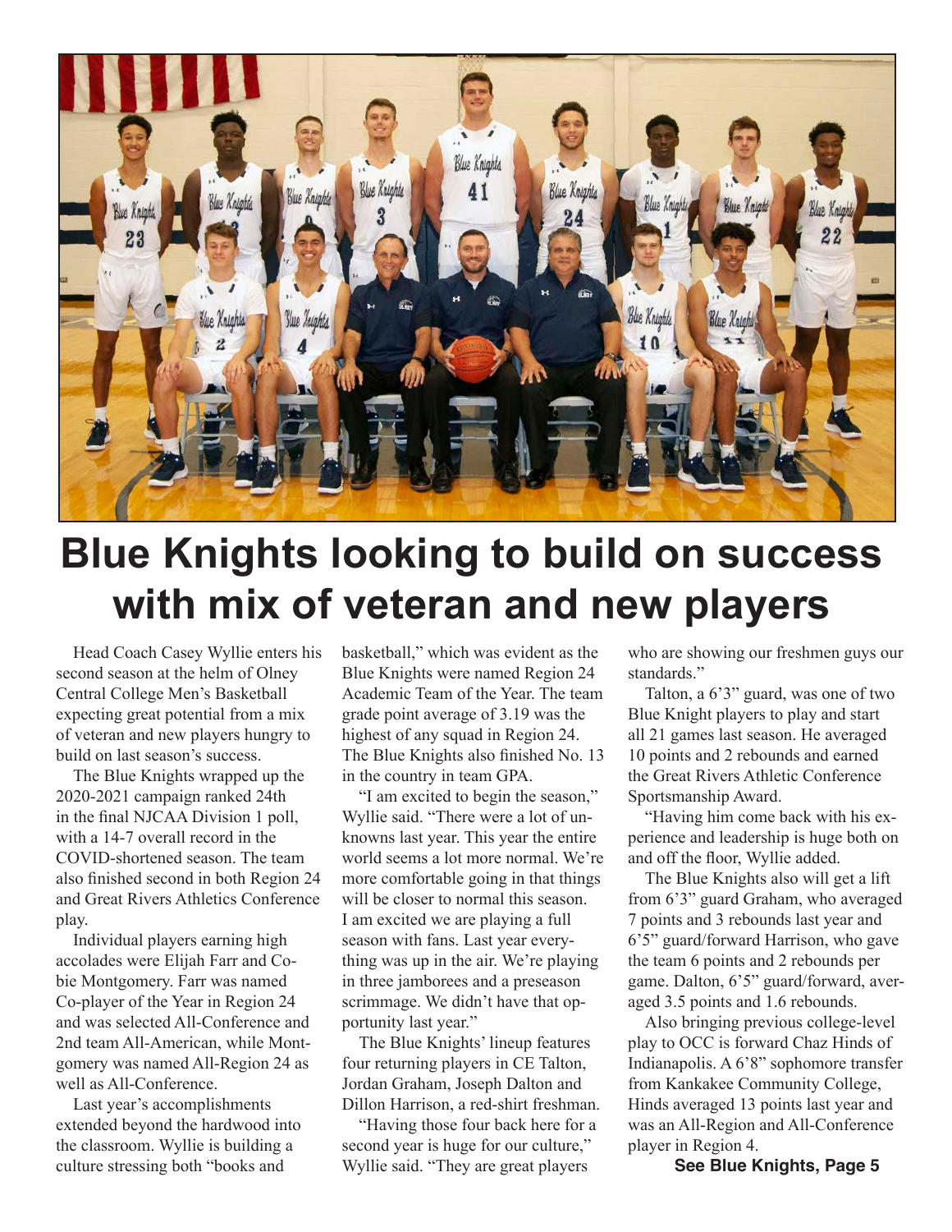# Blue Knights looking to build on success with mix of veteran and new players

Head Coach Casey Wyllie enters his second season at the helm of Olney Central College Men's Basketball expecting great potential from a mix of veteran and new players hungry to build on last season's success.

The Blue Knights wrapped up the 2020-2021 campaign ranked 24th in the final NJCAA Division 1 poll, with a 14-7 overall record in the COVID-shortened season. The team also finished second in both Region 24 and Great Rivers Athletics Conference play.

Individual players earning high accolades were Elijah Farr and Cobie Montgomery. Farr was named Co-player of the Year in Region 24 and was selected All-Conference and 2nd team All-American, while Montgomery was named All-Region 24 as well as All-Conference.

Last year's accomplishments extended beyond the hardwood into the classroom. Wyllie is building a culture stressing both "books and basketball," which was evident as the Blue Knights were named Region 24 Academic Team of the Year. The team grade point average of 3.19 was the highest of any squad in Region 24. The Blue Knights also finished No. 13 in the country in team GPA.

"I am excited to begin the season," Wyllie said. "There were a lot of unknowns last year. This year the entire world seems a lot more normal. We're more comfortable going in that things will be closer to normal this season. I am excited we are playing a full season with fans. Last year everything was up in the air. We're playing in three jamborees and a preseason scrimmage. We didn't have that opportunity last year."

The Blue Knights' lineup features four returning players in CE Talton, Jordan Graham, Joseph Dalton and Dillon Harrison, a red-shirt freshman.

"Having those four back here for a second year is huge for our culture," Wyllie said. "They are great players who are showing our freshmen guys our standards."

Talton, a 6'3" guard, was one of two Blue Knight players to play and start all 21 games last season. He averaged 10 points and 2 rebounds and earned the Great Rivers Athletic Conference Sportsmanship Award.

"Having him come back with his experience and leadership is huge both on and off the floor, Wyllie added.

The Blue Knights also will get a lift from 6'3" guard Graham, who averaged 7 points and 3 rebounds last year and 6'5" guard/forward Harrison, who gave the team 6 points and 2 rebounds per game. Dalton, 6'5" guard/forward, averaged 3.5 points and 1.6 rebounds.

Also bringing previous college-level play to OCC is forward Chaz Hinds of Indianapolis. A 6'8" sophomore transfer from Kankakee Community College, Hinds averaged 13 points last year and was an All-Region and All-Conference player in Region 4.

**See Blue Knights, Page 5**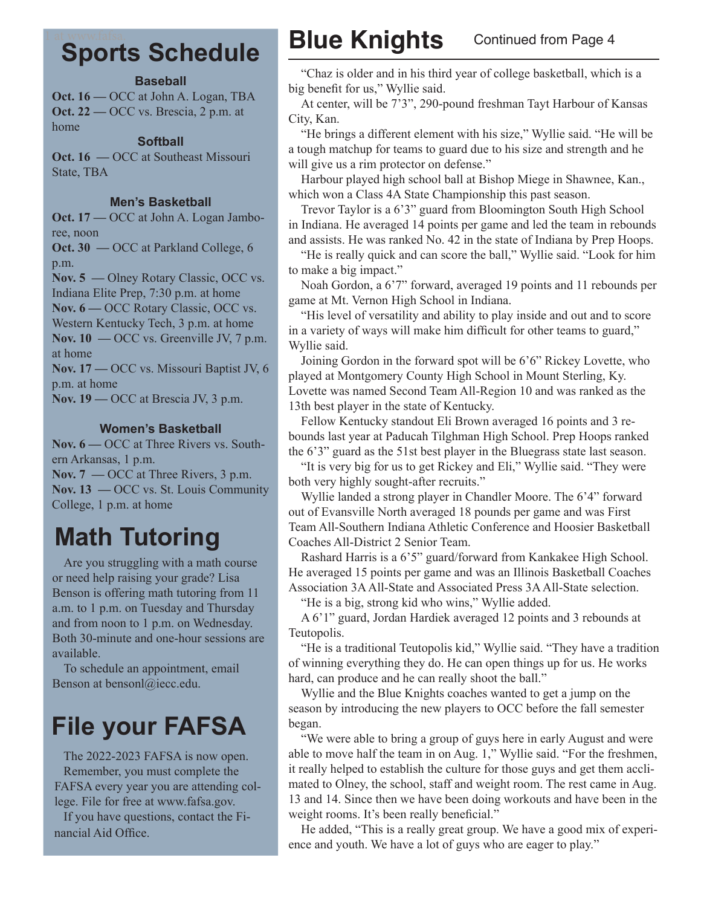## Sports Schedule

### Baseball

**Oct. 16 —** OCC at John A. Logan, TBA
**Oct. 22 —** OCC vs. Brescia, 2 p.m. at home

### Softball

**Oct. 16 —** OCC at Southeast Missouri State, TBA

### Men's Basketball

**Oct. 17 —** OCC at John A. Logan Jamboree, noon
**Oct. 30 —** OCC at Parkland College, 6 p.m.
**Nov. 5 —** Olney Rotary Classic, OCC vs. Indiana Elite Prep, 7:30 p.m. at home
**Nov. 6 —** OCC Rotary Classic, OCC vs. Western Kentucky Tech, 3 p.m. at home
**Nov. 10 —** OCC vs. Greenville JV, 7 p.m. at home
**Nov. 17 —** OCC vs. Missouri Baptist JV, 6 p.m. at home
**Nov. 19 —** OCC at Brescia JV, 3 p.m.

### Women's Basketball

**Nov. 6 —** OCC at Three Rivers vs. Southern Arkansas, 1 p.m.
**Nov. 7 —** OCC at Three Rivers, 3 p.m.
**Nov. 13 —** OCC vs. St. Louis Community College, 1 p.m. at home

## Math Tutoring

Are you struggling with a math course or need help raising your grade? Lisa Benson is offering math tutoring from 11 a.m. to 1 p.m. on Tuesday and Thursday and from noon to 1 p.m. on Wednesday. Both 30-minute and one-hour sessions are available.

To schedule an appointment, email Benson at bensonl@iecc.edu.

## File your FAFSA

The 2022-2023 FAFSA is now open.

Remember, you must complete the FAFSA every year you are attending college. File for free at www.fafsa.gov.

If you have questions, contact the Financial Aid Office.

## Blue Knights

Continued from Page 4

"Chaz is older and in his third year of college basketball, which is a big benefit for us," Wyllie said.

At center, will be 7'3", 290-pound freshman Tayt Harbour of Kansas City, Kan.

"He brings a different element with his size," Wyllie said. "He will be a tough matchup for teams to guard due to his size and strength and he will give us a rim protector on defense."

Harbour played high school ball at Bishop Miege in Shawnee, Kan., which won a Class 4A State Championship this past season.

Trevor Taylor is a 6'3" guard from Bloomington South High School in Indiana. He averaged 14 points per game and led the team in rebounds and assists. He was ranked No. 42 in the state of Indiana by Prep Hoops.

"He is really quick and can score the ball," Wyllie said. "Look for him to make a big impact."

Noah Gordon, a 6'7" forward, averaged 19 points and 11 rebounds per game at Mt. Vernon High School in Indiana.

"His level of versatility and ability to play inside and out and to score in a variety of ways will make him difficult for other teams to guard," Wyllie said.

Joining Gordon in the forward spot will be 6'6" Rickey Lovette, who played at Montgomery County High School in Mount Sterling, Ky. Lovette was named Second Team All-Region 10 and was ranked as the 13th best player in the state of Kentucky.

Fellow Kentucky standout Eli Brown averaged 16 points and 3 rebounds last year at Paducah Tilghman High School. Prep Hoops ranked the 6'3" guard as the 51st best player in the Bluegrass state last season.

"It is very big for us to get Rickey and Eli," Wyllie said. "They were both very highly sought-after recruits."

Wyllie landed a strong player in Chandler Moore. The 6'4" forward out of Evansville North averaged 18 pounds per game and was First Team All-Southern Indiana Athletic Conference and Hoosier Basketball Coaches All-District 2 Senior Team.

Rashard Harris is a 6'5" guard/forward from Kankakee High School. He averaged 15 points per game and was an Illinois Basketball Coaches Association 3A All-State and Associated Press 3A All-State selection.

"He is a big, strong kid who wins," Wyllie added.

A 6'1" guard, Jordan Hardiek averaged 12 points and 3 rebounds at Teutopolis.

"He is a traditional Teutopolis kid," Wyllie said. "They have a tradition of winning everything they do. He can open things up for us. He works hard, can produce and he can really shoot the ball."

Wyllie and the Blue Knights coaches wanted to get a jump on the season by introducing the new players to OCC before the fall semester began.

"We were able to bring a group of guys here in early August and were able to move half the team in on Aug. 1," Wyllie said. "For the freshmen, it really helped to establish the culture for those guys and get them acclimated to Olney, the school, staff and weight room. The rest came in Aug. 13 and 14. Since then we have been doing workouts and have been in the weight rooms. It's been really beneficial."

He added, "This is a really great group. We have a good mix of experience and youth. We have a lot of guys who are eager to play."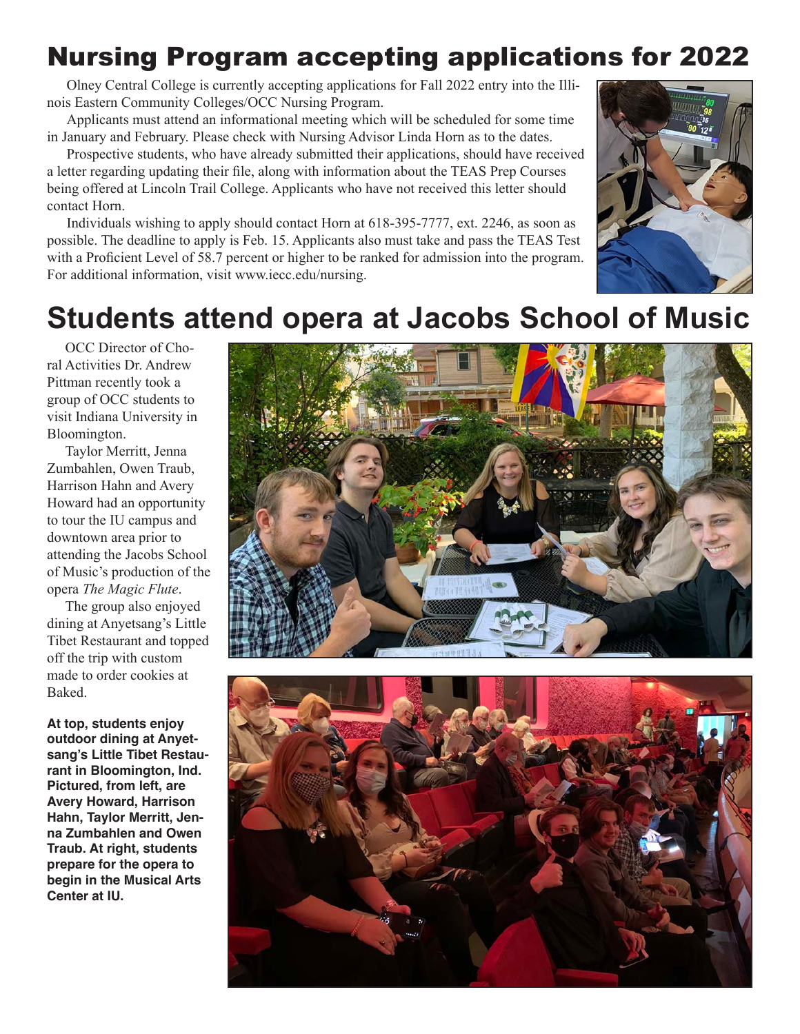# Nursing Program accepting applications for 2022

Olney Central College is currently accepting applications for Fall 2022 entry into the Illinois Eastern Community Colleges/OCC Nursing Program.

Applicants must attend an informational meeting which will be scheduled for some time in January and February. Please check with Nursing Advisor Linda Horn as to the dates.

Prospective students, who have already submitted their applications, should have received a letter regarding updating their file, along with information about the TEAS Prep Courses being offered at Lincoln Trail College. Applicants who have not received this letter should contact Horn.

Individuals wishing to apply should contact Horn at 618-395-7777, ext. 2246, as soon as possible. The deadline to apply is Feb. 15. Applicants also must take and pass the TEAS Test with a Proficient Level of 58.7 percent or higher to be ranked for admission into the program. For additional information, visit www.iecc.edu/nursing.

# Students attend opera at Jacobs School of Music

OCC Director of Choral Activities Dr. Andrew Pittman recently took a group of OCC students to visit Indiana University in Bloomington.

Taylor Merritt, Jenna Zumbahlen, Owen Traub, Harrison Hahn and Avery Howard had an opportunity to tour the IU campus and downtown area prior to attending the Jacobs School of Music's production of the opera *The Magic Flute*.

The group also enjoyed dining at Anyetsang's Little Tibet Restaurant and topped off the trip with custom made to order cookies at Baked.

**At top, students enjoy outdoor dining at Anyetsang's Little Tibet Restaurant in Bloomington, Ind. Pictured, from left, are Avery Howard, Harrison Hahn, Taylor Merritt, Jenna Zumbahlen and Owen Traub. At right, students prepare for the opera to begin in the Musical Arts Center at IU.**